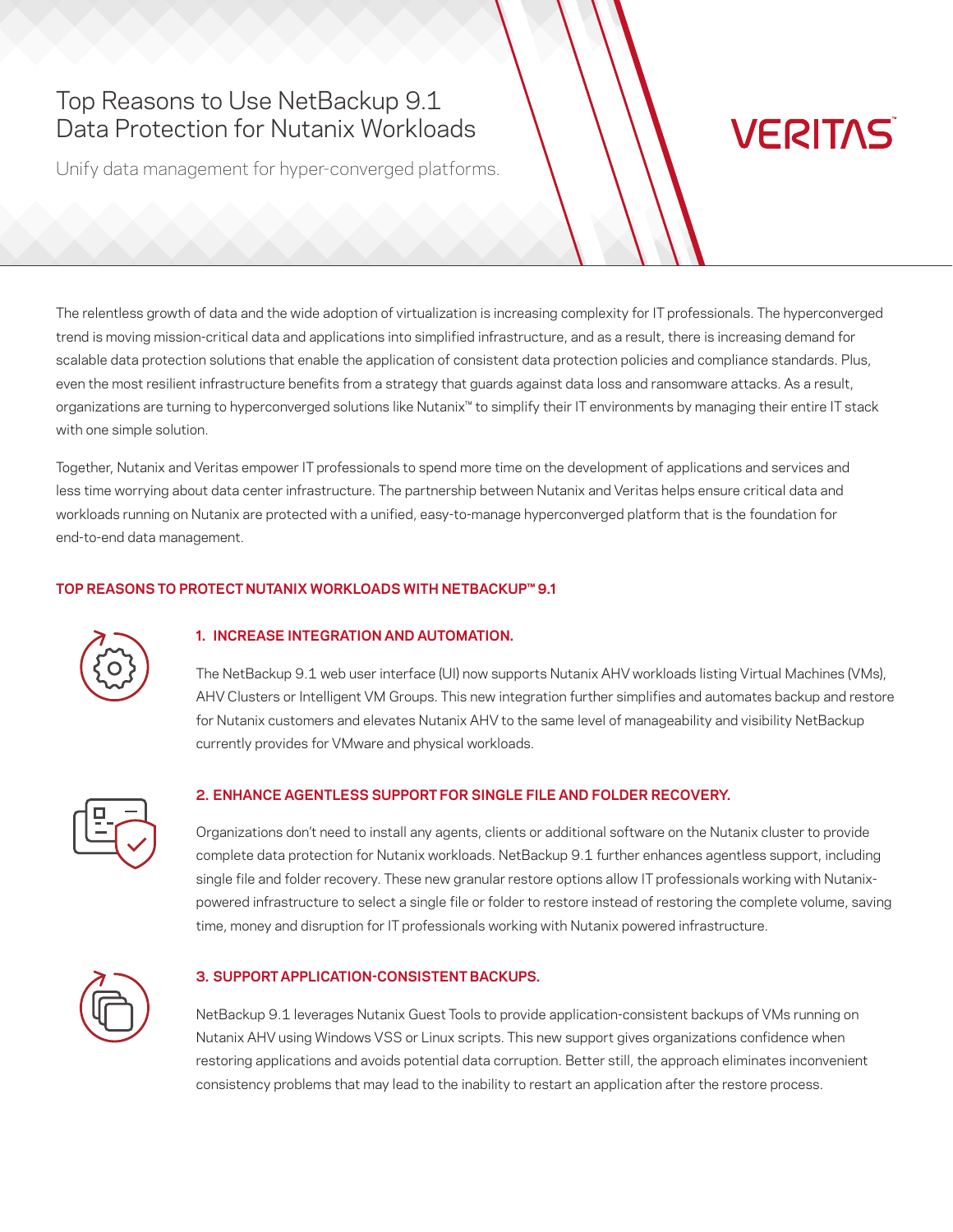# Top Reasons to Use NetBackup 9.1 Data Protection for Nutanix Workloads

Unify data management for hyper-converged platforms.

VERITAS™

The relentless growth of data and the wide adoption of virtualization is increasing complexity for IT professionals. The hyperconverged trend is moving mission-critical data and applications into simplified infrastructure, and as a result, there is increasing demand for scalable data protection solutions that enable the application of consistent data protection policies and compliance standards. Plus, even the most resilient infrastructure benefits from a strategy that guards against data loss and ransomware attacks. As a result, organizations are turning to hyperconverged solutions like Nutanix™ to simplify their IT environments by managing their entire IT stack with one simple solution.

Together, Nutanix and Veritas empower IT professionals to spend more time on the development of applications and services and less time worrying about data center infrastructure. The partnership between Nutanix and Veritas helps ensure critical data and workloads running on Nutanix are protected with a unified, easy-to-manage hyperconverged platform that is the foundation for end-to-end data management.

## TOP REASONS TO PROTECT NUTANIX WORKLOADS WITH NETBACKUP™ 9.1

### 1. INCREASE INTEGRATION AND AUTOMATION.

The NetBackup 9.1 web user interface (UI) now supports Nutanix AHV workloads listing Virtual Machines (VMs), AHV Clusters or Intelligent VM Groups. This new integration further simplifies and automates backup and restore for Nutanix customers and elevates Nutanix AHV to the same level of manageability and visibility NetBackup currently provides for VMware and physical workloads.

### 2. ENHANCE AGENTLESS SUPPORT FOR SINGLE FILE AND FOLDER RECOVERY.

Organizations don't need to install any agents, clients or additional software on the Nutanix cluster to provide complete data protection for Nutanix workloads. NetBackup 9.1 further enhances agentless support, including single file and folder recovery. These new granular restore options allow IT professionals working with Nutanix-powered infrastructure to select a single file or folder to restore instead of restoring the complete volume, saving time, money and disruption for IT professionals working with Nutanix powered infrastructure.

### 3. SUPPORT APPLICATION-CONSISTENT BACKUPS.

NetBackup 9.1 leverages Nutanix Guest Tools to provide application-consistent backups of VMs running on Nutanix AHV using Windows VSS or Linux scripts. This new support gives organizations confidence when restoring applications and avoids potential data corruption. Better still, the approach eliminates inconvenient consistency problems that may lead to the inability to restart an application after the restore process.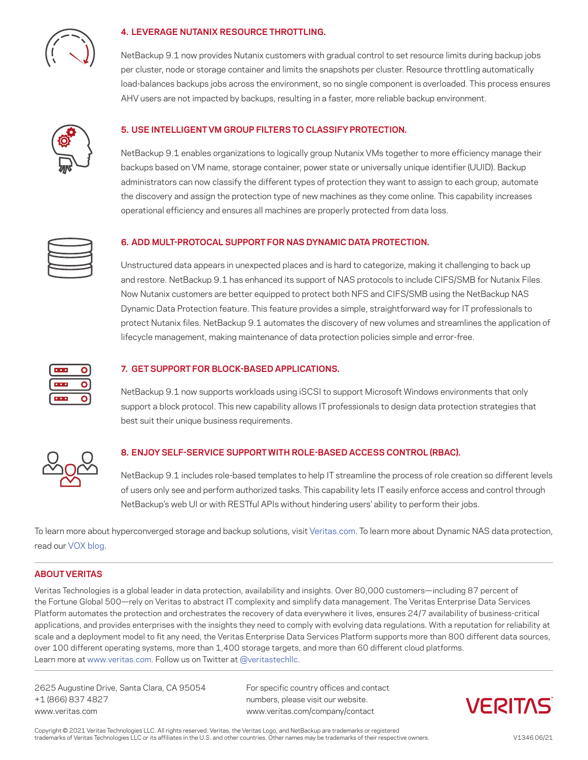### 4. LEVERAGE NUTANIX RESOURCE THROTTLING.

NetBackup 9.1 now provides Nutanix customers with gradual control to set resource limits during backup jobs per cluster, node or storage container and limits the snapshots per cluster. Resource throttling automatically load-balances backups jobs across the environment, so no single component is overloaded. This process ensures AHV users are not impacted by backups, resulting in a faster, more reliable backup environment.

### 5. USE INTELLIGENT VM GROUP FILTERS TO CLASSIFY PROTECTION.

NetBackup 9.1 enables organizations to logically group Nutanix VMs together to more efficiency manage their backups based on VM name, storage container, power state or universally unique identifier (UUID). Backup administrators can now classify the different types of protection they want to assign to each group, automate the discovery and assign the protection type of new machines as they come online. This capability increases operational efficiency and ensures all machines are properly protected from data loss.

### 6. ADD MULT-PROTOCAL SUPPORT FOR NAS DYNAMIC DATA PROTECTION.

Unstructured data appears in unexpected places and is hard to categorize, making it challenging to back up and restore. NetBackup 9.1 has enhanced its support of NAS protocols to include CIFS/SMB for Nutanix Files. Now Nutanix customers are better equipped to protect both NFS and CIFS/SMB using the NetBackup NAS Dynamic Data Protection feature. This feature provides a simple, straightforward way for IT professionals to protect Nutanix files. NetBackup 9.1 automates the discovery of new volumes and streamlines the application of lifecycle management, making maintenance of data protection policies simple and error-free.

### 7. GET SUPPORT FOR BLOCK-BASED APPLICATIONS.

NetBackup 9.1 now supports workloads using iSCSI to support Microsoft Windows environments that only support a block protocol. This new capability allows IT professionals to design data protection strategies that best suit their unique business requirements.

### 8. ENJOY SELF-SERVICE SUPPORT WITH ROLE-BASED ACCESS CONTROL (RBAC).

NetBackup 9.1 includes role-based templates to help IT streamline the process of role creation so different levels of users only see and perform authorized tasks. This capability lets IT easily enforce access and control through NetBackup's web UI or with RESTful APIs without hindering users' ability to perform their jobs.

To learn more about hyperconverged storage and backup solutions, visit Veritas.com. To learn more about Dynamic NAS data protection, read our VOX blog.

## ABOUT VERITAS

Veritas Technologies is a global leader in data protection, availability and insights. Over 80,000 customers—including 87 percent of the Fortune Global 500—rely on Veritas to abstract IT complexity and simplify data management. The Veritas Enterprise Data Services Platform automates the protection and orchestrates the recovery of data everywhere it lives, ensures 24/7 availability of business-critical applications, and provides enterprises with the insights they need to comply with evolving data regulations. With a reputation for reliability at scale and a deployment model to fit any need, the Veritas Enterprise Data Services Platform supports more than 800 different data sources, over 100 different operating systems, more than 1,400 storage targets, and more than 60 different cloud platforms. Learn more at www.veritas.com. Follow us on Twitter at @veritastechllc.

2625 Augustine Drive, Santa Clara, CA 95054
+1 (866) 837 4827
www.veritas.com

For specific country offices and contact numbers, please visit our website.
www.veritas.com/company/contact

VERITAS

Copyright © 2021 Veritas Technologies LLC. All rights reserved. Veritas, the Veritas Logo, and NetBackup are trademarks or registered trademarks of Veritas Technologies LLC or its affiliates in the U.S. and other countries. Other names may be trademarks of their respective owners.

V1346 06/21